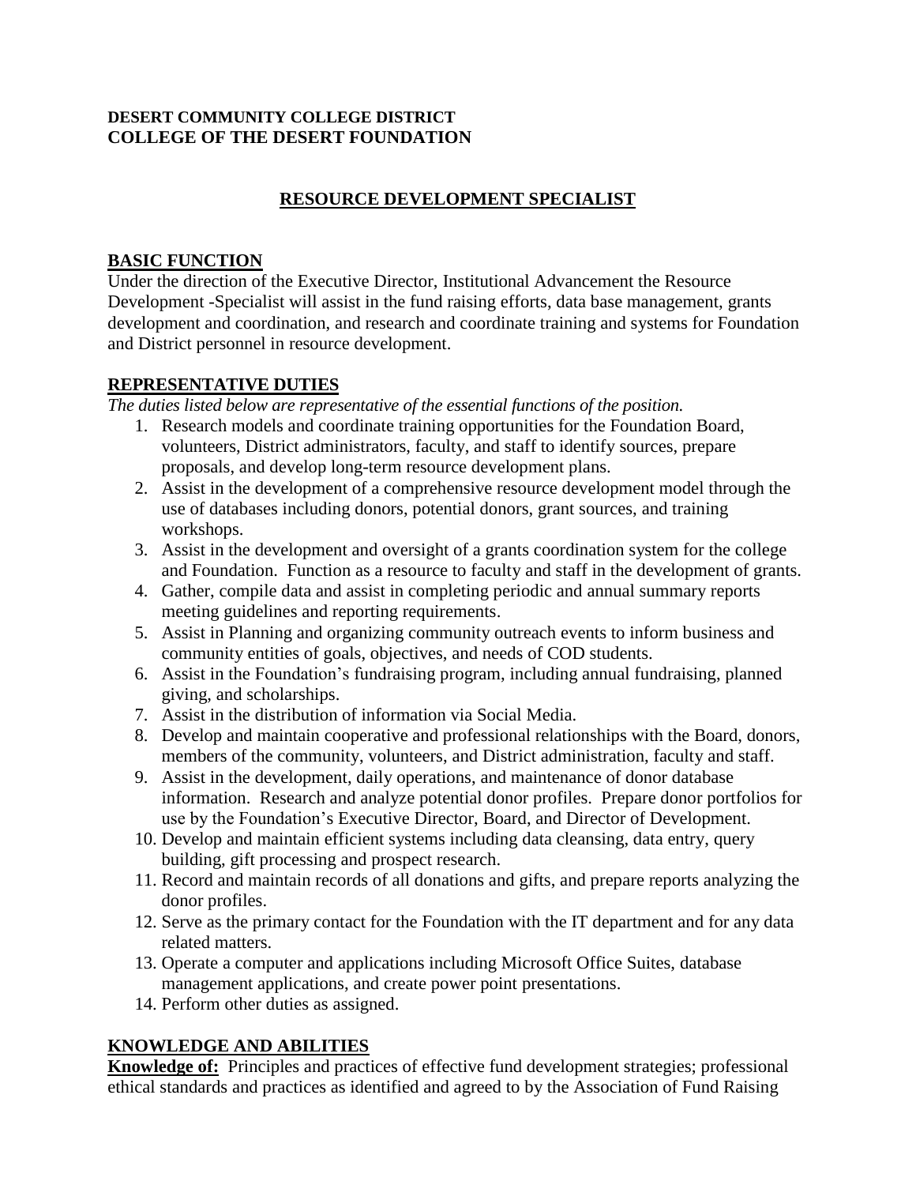**DESERT COMMUNITY COLLEGE DISTRICT**
**COLLEGE OF THE DESERT FOUNDATION**

# RESOURCE DEVELOPMENT SPECIALIST

## BASIC FUNCTION

Under the direction of the Executive Director, Institutional Advancement the Resource Development -Specialist will assist in the fund raising efforts, data base management, grants development and coordination, and research and coordinate training and systems for Foundation and District personnel in resource development.

## REPRESENTATIVE DUTIES

*The duties listed below are representative of the essential functions of the position.*

1. Research models and coordinate training opportunities for the Foundation Board, volunteers, District administrators, faculty, and staff to identify sources, prepare proposals, and develop long-term resource development plans.
2. Assist in the development of a comprehensive resource development model through the use of databases including donors, potential donors, grant sources, and training workshops.
3. Assist in the development and oversight of a grants coordination system for the college and Foundation. Function as a resource to faculty and staff in the development of grants.
4. Gather, compile data and assist in completing periodic and annual summary reports meeting guidelines and reporting requirements.
5. Assist in Planning and organizing community outreach events to inform business and community entities of goals, objectives, and needs of COD students.
6. Assist in the Foundation's fundraising program, including annual fundraising, planned giving, and scholarships.
7. Assist in the distribution of information via Social Media.
8. Develop and maintain cooperative and professional relationships with the Board, donors, members of the community, volunteers, and District administration, faculty and staff.
9. Assist in the development, daily operations, and maintenance of donor database information. Research and analyze potential donor profiles. Prepare donor portfolios for use by the Foundation's Executive Director, Board, and Director of Development.
10. Develop and maintain efficient systems including data cleansing, data entry, query building, gift processing and prospect research.
11. Record and maintain records of all donations and gifts, and prepare reports analyzing the donor profiles.
12. Serve as the primary contact for the Foundation with the IT department and for any data related matters.
13. Operate a computer and applications including Microsoft Office Suites, database management applications, and create power point presentations.
14. Perform other duties as assigned.

## KNOWLEDGE AND ABILITIES

**Knowledge of:** Principles and practices of effective fund development strategies; professional ethical standards and practices as identified and agreed to by the Association of Fund Raising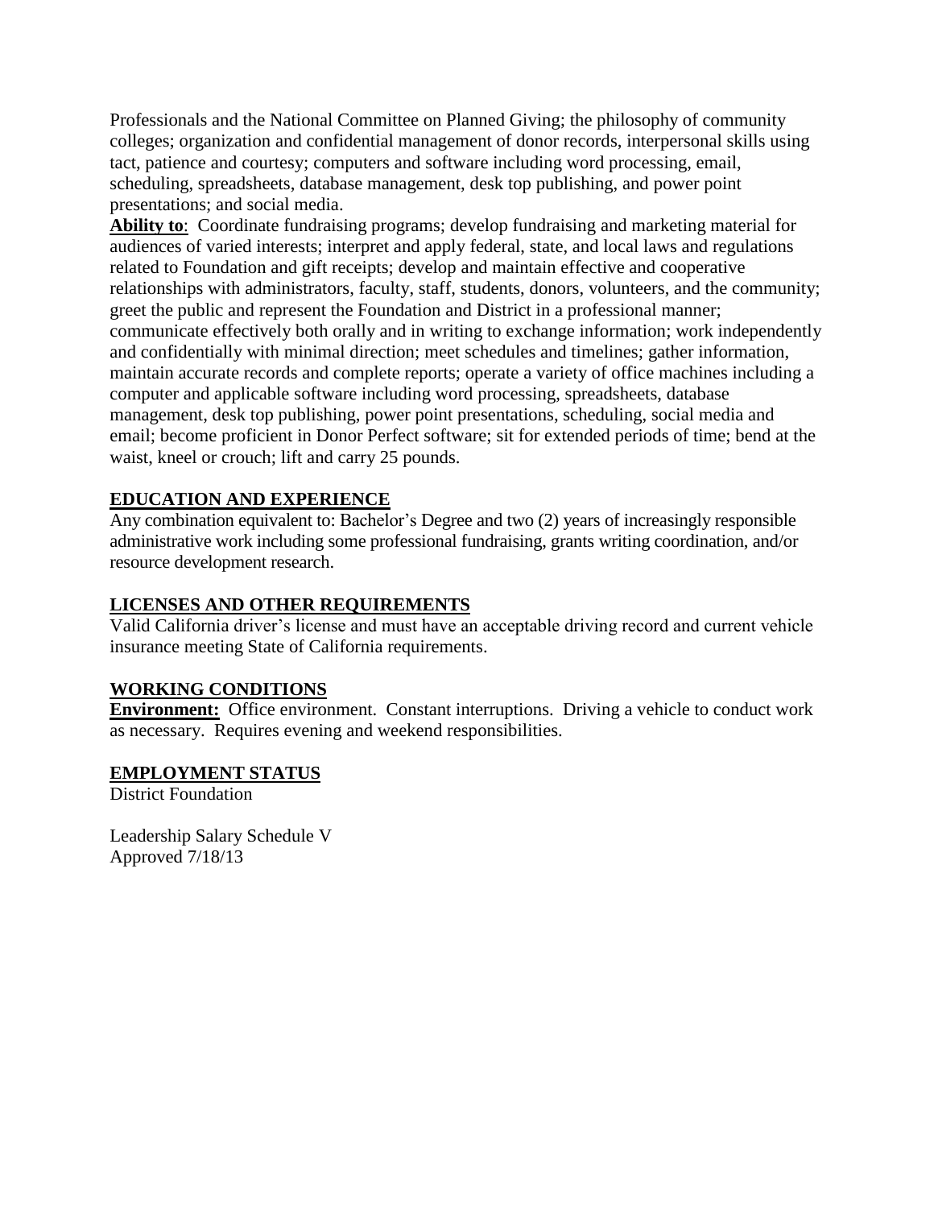Professionals and the National Committee on Planned Giving; the philosophy of community colleges; organization and confidential management of donor records, interpersonal skills using tact, patience and courtesy; computers and software including word processing, email, scheduling, spreadsheets, database management, desk top publishing, and power point presentations; and social media.

**Ability to**: Coordinate fundraising programs; develop fundraising and marketing material for audiences of varied interests; interpret and apply federal, state, and local laws and regulations related to Foundation and gift receipts; develop and maintain effective and cooperative relationships with administrators, faculty, staff, students, donors, volunteers, and the community; greet the public and represent the Foundation and District in a professional manner; communicate effectively both orally and in writing to exchange information; work independently and confidentially with minimal direction; meet schedules and timelines; gather information, maintain accurate records and complete reports; operate a variety of office machines including a computer and applicable software including word processing, spreadsheets, database management, desk top publishing, power point presentations, scheduling, social media and email; become proficient in Donor Perfect software; sit for extended periods of time; bend at the waist, kneel or crouch; lift and carry 25 pounds.

## EDUCATION AND EXPERIENCE

Any combination equivalent to: Bachelor's Degree and two (2) years of increasingly responsible administrative work including some professional fundraising, grants writing coordination, and/or resource development research.

## LICENSES AND OTHER REQUIREMENTS

Valid California driver's license and must have an acceptable driving record and current vehicle insurance meeting State of California requirements.

## WORKING CONDITIONS

**Environment:** Office environment. Constant interruptions. Driving a vehicle to conduct work as necessary. Requires evening and weekend responsibilities.

## EMPLOYMENT STATUS

District Foundation

Leadership Salary Schedule V
Approved 7/18/13